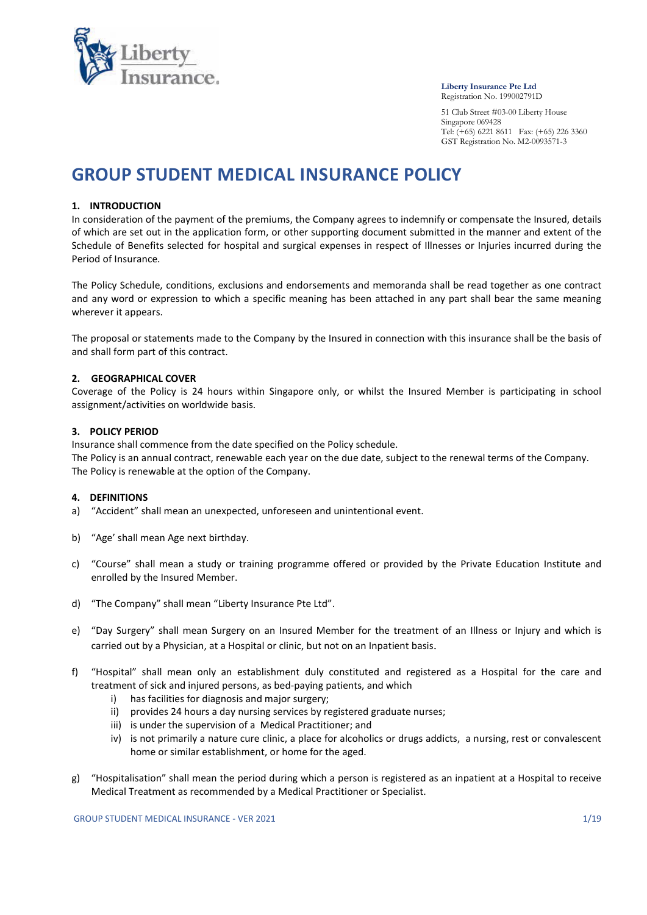Liberty Insurance.

**Liberty Insurance Pte Ltd**
Registration No. 199002791D

51 Club Street #03-00 Liberty House
Singapore 069428
Tel: (+65) 6221 8611 Fax: (+65) 226 3360
GST Registration No. M2-0093571-3

# GROUP STUDENT MEDICAL INSURANCE POLICY

## 1. INTRODUCTION

In consideration of the payment of the premiums, the Company agrees to indemnify or compensate the Insured, details of which are set out in the application form, or other supporting document submitted in the manner and extent of the Schedule of Benefits selected for hospital and surgical expenses in respect of Illnesses or Injuries incurred during the Period of Insurance.

The Policy Schedule, conditions, exclusions and endorsements and memoranda shall be read together as one contract and any word or expression to which a specific meaning has been attached in any part shall bear the same meaning wherever it appears.

The proposal or statements made to the Company by the Insured in connection with this insurance shall be the basis of and shall form part of this contract.

## 2. GEOGRAPHICAL COVER

Coverage of the Policy is 24 hours within Singapore only, or whilst the Insured Member is participating in school assignment/activities on worldwide basis.

## 3. POLICY PERIOD

Insurance shall commence from the date specified on the Policy schedule.
The Policy is an annual contract, renewable each year on the due date, subject to the renewal terms of the Company.
The Policy is renewable at the option of the Company.

## 4. DEFINITIONS

a) "Accident" shall mean an unexpected, unforeseen and unintentional event.

b) "Age' shall mean Age next birthday.

c) "Course" shall mean a study or training programme offered or provided by the Private Education Institute and enrolled by the Insured Member.

d) "The Company" shall mean "Liberty Insurance Pte Ltd".

e) "Day Surgery" shall mean Surgery on an Insured Member for the treatment of an Illness or Injury and which is carried out by a Physician, at a Hospital or clinic, but not on an Inpatient basis.

f) "Hospital" shall mean only an establishment duly constituted and registered as a Hospital for the care and treatment of sick and injured persons, as bed-paying patients, and which
   i) has facilities for diagnosis and major surgery;
   ii) provides 24 hours a day nursing services by registered graduate nurses;
   iii) is under the supervision of a Medical Practitioner; and
   iv) is not primarily a nature cure clinic, a place for alcoholics or drugs addicts, a nursing, rest or convalescent home or similar establishment, or home for the aged.

g) "Hospitalisation" shall mean the period during which a person is registered as an inpatient at a Hospital to receive Medical Treatment as recommended by a Medical Practitioner or Specialist.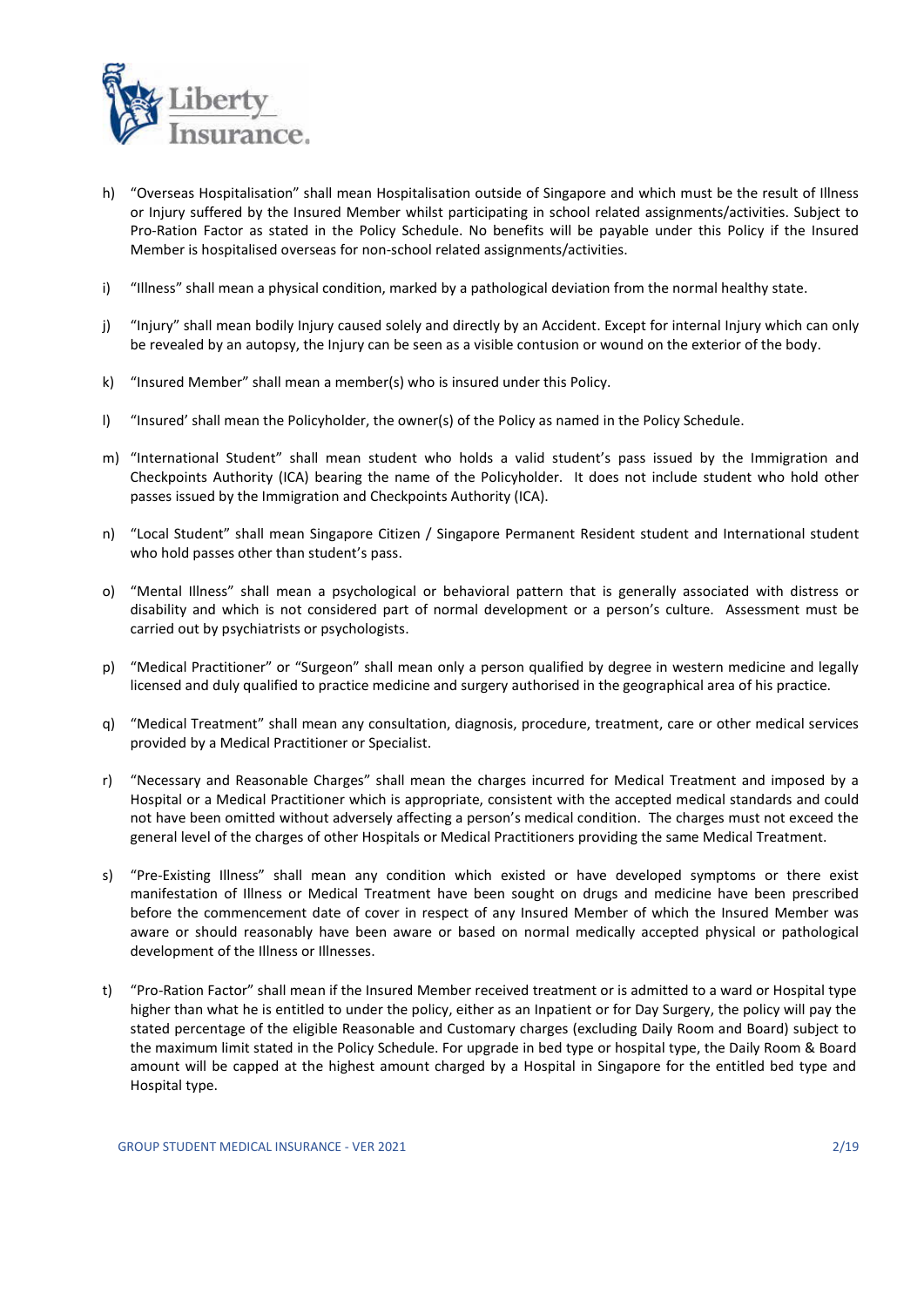h) "Overseas Hospitalisation" shall mean Hospitalisation outside of Singapore and which must be the result of Illness or Injury suffered by the Insured Member whilst participating in school related assignments/activities. Subject to Pro-Ration Factor as stated in the Policy Schedule. No benefits will be payable under this Policy if the Insured Member is hospitalised overseas for non-school related assignments/activities.

i) "Illness" shall mean a physical condition, marked by a pathological deviation from the normal healthy state.

j) "Injury" shall mean bodily Injury caused solely and directly by an Accident. Except for internal Injury which can only be revealed by an autopsy, the Injury can be seen as a visible contusion or wound on the exterior of the body.

k) "Insured Member" shall mean a member(s) who is insured under this Policy.

l) "Insured' shall mean the Policyholder, the owner(s) of the Policy as named in the Policy Schedule.

m) "International Student" shall mean student who holds a valid student's pass issued by the Immigration and Checkpoints Authority (ICA) bearing the name of the Policyholder. It does not include student who hold other passes issued by the Immigration and Checkpoints Authority (ICA).

n) "Local Student" shall mean Singapore Citizen / Singapore Permanent Resident student and International student who hold passes other than student's pass.

o) "Mental Illness" shall mean a psychological or behavioral pattern that is generally associated with distress or disability and which is not considered part of normal development or a person's culture. Assessment must be carried out by psychiatrists or psychologists.

p) "Medical Practitioner" or "Surgeon" shall mean only a person qualified by degree in western medicine and legally licensed and duly qualified to practice medicine and surgery authorised in the geographical area of his practice.

q) "Medical Treatment" shall mean any consultation, diagnosis, procedure, treatment, care or other medical services provided by a Medical Practitioner or Specialist.

r) "Necessary and Reasonable Charges" shall mean the charges incurred for Medical Treatment and imposed by a Hospital or a Medical Practitioner which is appropriate, consistent with the accepted medical standards and could not have been omitted without adversely affecting a person's medical condition. The charges must not exceed the general level of the charges of other Hospitals or Medical Practitioners providing the same Medical Treatment.

s) "Pre-Existing Illness" shall mean any condition which existed or have developed symptoms or there exist manifestation of Illness or Medical Treatment have been sought on drugs and medicine have been prescribed before the commencement date of cover in respect of any Insured Member of which the Insured Member was aware or should reasonably have been aware or based on normal medically accepted physical or pathological development of the Illness or Illnesses.

t) "Pro-Ration Factor" shall mean if the Insured Member received treatment or is admitted to a ward or Hospital type higher than what he is entitled to under the policy, either as an Inpatient or for Day Surgery, the policy will pay the stated percentage of the eligible Reasonable and Customary charges (excluding Daily Room and Board) subject to the maximum limit stated in the Policy Schedule. For upgrade in bed type or hospital type, the Daily Room & Board amount will be capped at the highest amount charged by a Hospital in Singapore for the entitled bed type and Hospital type.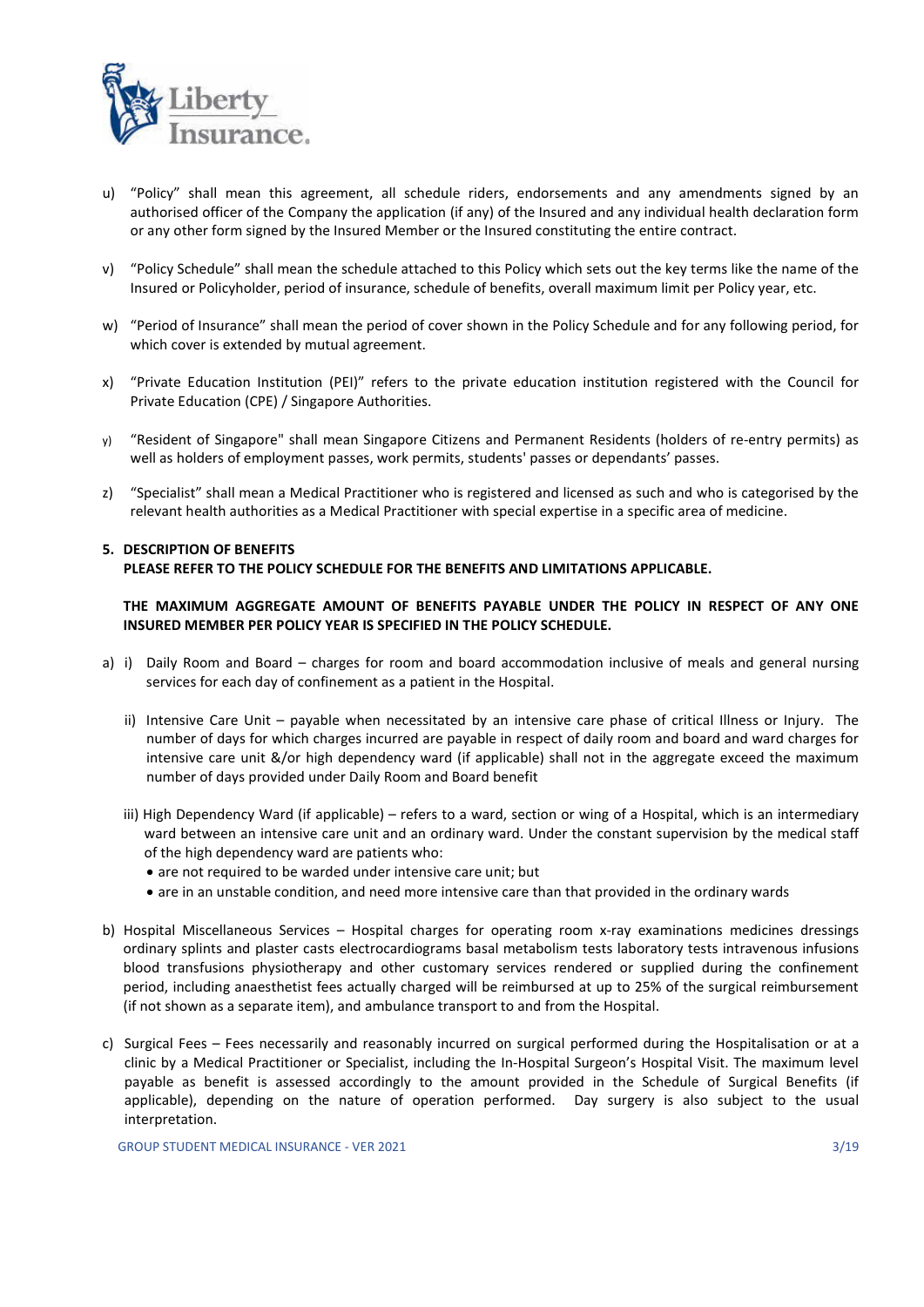u) "Policy" shall mean this agreement, all schedule riders, endorsements and any amendments signed by an authorised officer of the Company the application (if any) of the Insured and any individual health declaration form or any other form signed by the Insured Member or the Insured constituting the entire contract.

v) "Policy Schedule" shall mean the schedule attached to this Policy which sets out the key terms like the name of the Insured or Policyholder, period of insurance, schedule of benefits, overall maximum limit per Policy year, etc.

w) "Period of Insurance" shall mean the period of cover shown in the Policy Schedule and for any following period, for which cover is extended by mutual agreement.

x) "Private Education Institution (PEI)" refers to the private education institution registered with the Council for Private Education (CPE) / Singapore Authorities.

y) "Resident of Singapore" shall mean Singapore Citizens and Permanent Residents (holders of re-entry permits) as well as holders of employment passes, work permits, students' passes or dependants' passes.

z) "Specialist" shall mean a Medical Practitioner who is registered and licensed as such and who is categorised by the relevant health authorities as a Medical Practitioner with special expertise in a specific area of medicine.

## 5. DESCRIPTION OF BENEFITS

**PLEASE REFER TO THE POLICY SCHEDULE FOR THE BENEFITS AND LIMITATIONS APPLICABLE.**

**THE MAXIMUM AGGREGATE AMOUNT OF BENEFITS PAYABLE UNDER THE POLICY IN RESPECT OF ANY ONE INSURED MEMBER PER POLICY YEAR IS SPECIFIED IN THE POLICY SCHEDULE.**

a) i) Daily Room and Board – charges for room and board accommodation inclusive of meals and general nursing services for each day of confinement as a patient in the Hospital.

   ii) Intensive Care Unit – payable when necessitated by an intensive care phase of critical Illness or Injury. The number of days for which charges incurred are payable in respect of daily room and board and ward charges for intensive care unit &/or high dependency ward (if applicable) shall not in the aggregate exceed the maximum number of days provided under Daily Room and Board benefit

   iii) High Dependency Ward (if applicable) – refers to a ward, section or wing of a Hospital, which is an intermediary ward between an intensive care unit and an ordinary ward. Under the constant supervision by the medical staff of the high dependency ward are patients who:
   - are not required to be warded under intensive care unit; but
   - are in an unstable condition, and need more intensive care than that provided in the ordinary wards

b) Hospital Miscellaneous Services – Hospital charges for operating room x-ray examinations medicines dressings ordinary splints and plaster casts electrocardiograms basal metabolism tests laboratory tests intravenous infusions blood transfusions physiotherapy and other customary services rendered or supplied during the confinement period, including anaesthetist fees actually charged will be reimbursed at up to 25% of the surgical reimbursement (if not shown as a separate item), and ambulance transport to and from the Hospital.

c) Surgical Fees – Fees necessarily and reasonably incurred on surgical performed during the Hospitalisation or at a clinic by a Medical Practitioner or Specialist, including the In-Hospital Surgeon's Hospital Visit. The maximum level payable as benefit is assessed accordingly to the amount provided in the Schedule of Surgical Benefits (if applicable), depending on the nature of operation performed. Day surgery is also subject to the usual interpretation.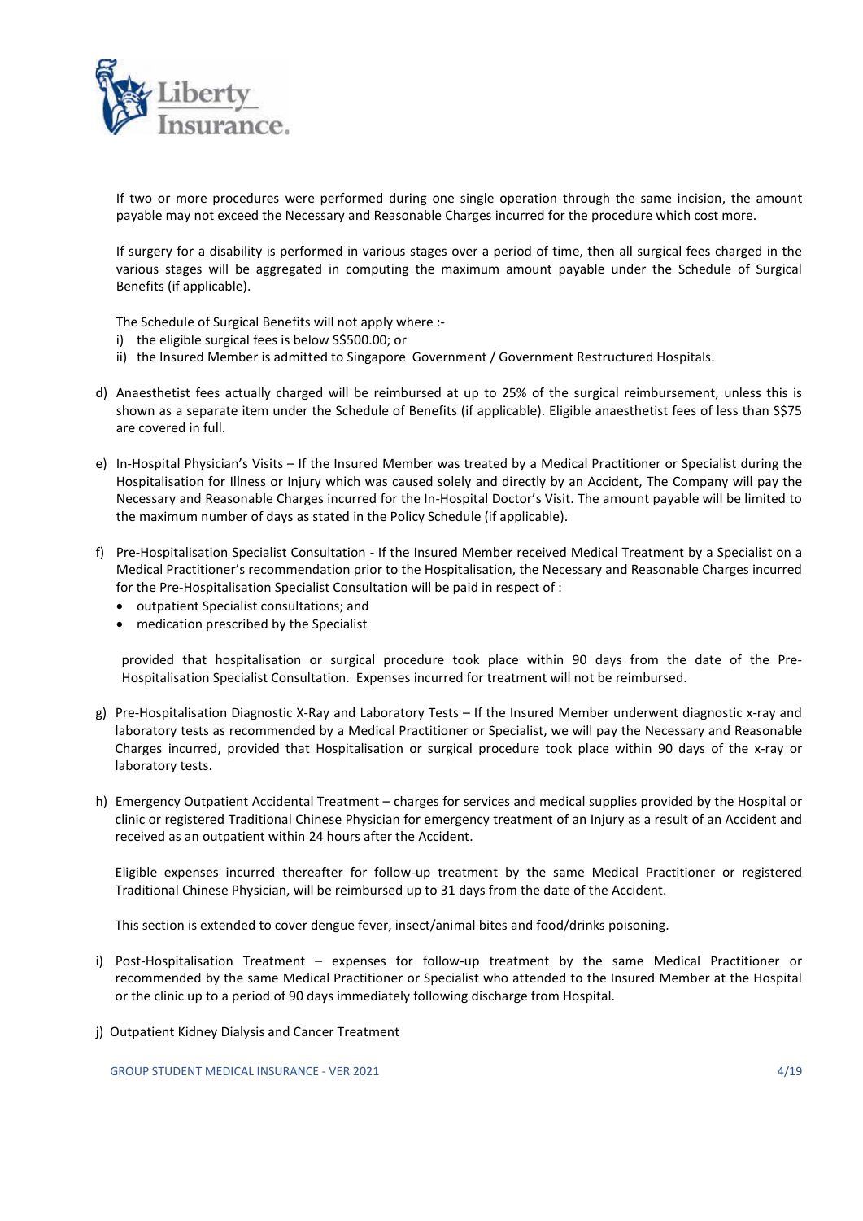If two or more procedures were performed during one single operation through the same incision, the amount payable may not exceed the Necessary and Reasonable Charges incurred for the procedure which cost more.

If surgery for a disability is performed in various stages over a period of time, then all surgical fees charged in the various stages will be aggregated in computing the maximum amount payable under the Schedule of Surgical Benefits (if applicable).

The Schedule of Surgical Benefits will not apply where :-

i) the eligible surgical fees is below S$500.00; or
ii) the Insured Member is admitted to Singapore Government / Government Restructured Hospitals.

d) Anaesthetist fees actually charged will be reimbursed at up to 25% of the surgical reimbursement, unless this is shown as a separate item under the Schedule of Benefits (if applicable). Eligible anaesthetist fees of less than S$75 are covered in full.

e) In-Hospital Physician's Visits – If the Insured Member was treated by a Medical Practitioner or Specialist during the Hospitalisation for Illness or Injury which was caused solely and directly by an Accident, The Company will pay the Necessary and Reasonable Charges incurred for the In-Hospital Doctor's Visit. The amount payable will be limited to the maximum number of days as stated in the Policy Schedule (if applicable).

f) Pre-Hospitalisation Specialist Consultation - If the Insured Member received Medical Treatment by a Specialist on a Medical Practitioner's recommendation prior to the Hospitalisation, the Necessary and Reasonable Charges incurred for the Pre-Hospitalisation Specialist Consultation will be paid in respect of :

- outpatient Specialist consultations; and
- medication prescribed by the Specialist

provided that hospitalisation or surgical procedure took place within 90 days from the date of the Pre-Hospitalisation Specialist Consultation. Expenses incurred for treatment will not be reimbursed.

g) Pre-Hospitalisation Diagnostic X-Ray and Laboratory Tests – If the Insured Member underwent diagnostic x-ray and laboratory tests as recommended by a Medical Practitioner or Specialist, we will pay the Necessary and Reasonable Charges incurred, provided that Hospitalisation or surgical procedure took place within 90 days of the x-ray or laboratory tests.

h) Emergency Outpatient Accidental Treatment – charges for services and medical supplies provided by the Hospital or clinic or registered Traditional Chinese Physician for emergency treatment of an Injury as a result of an Accident and received as an outpatient within 24 hours after the Accident.

Eligible expenses incurred thereafter for follow-up treatment by the same Medical Practitioner or registered Traditional Chinese Physician, will be reimbursed up to 31 days from the date of the Accident.

This section is extended to cover dengue fever, insect/animal bites and food/drinks poisoning.

i) Post-Hospitalisation Treatment – expenses for follow-up treatment by the same Medical Practitioner or recommended by the same Medical Practitioner or Specialist who attended to the Insured Member at the Hospital or the clinic up to a period of 90 days immediately following discharge from Hospital.

j) Outpatient Kidney Dialysis and Cancer Treatment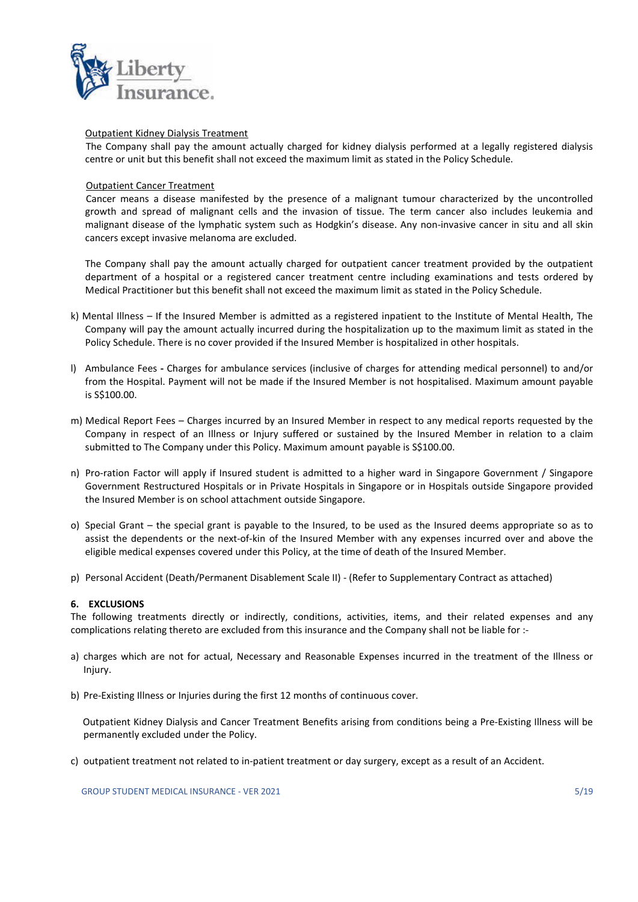<u>Outpatient Kidney Dialysis Treatment</u>

The Company shall pay the amount actually charged for kidney dialysis performed at a legally registered dialysis centre or unit but this benefit shall not exceed the maximum limit as stated in the Policy Schedule.

<u>Outpatient Cancer Treatment</u>

Cancer means a disease manifested by the presence of a malignant tumour characterized by the uncontrolled growth and spread of malignant cells and the invasion of tissue. The term cancer also includes leukemia and malignant disease of the lymphatic system such as Hodgkin's disease. Any non-invasive cancer in situ and all skin cancers except invasive melanoma are excluded.

The Company shall pay the amount actually charged for outpatient cancer treatment provided by the outpatient department of a hospital or a registered cancer treatment centre including examinations and tests ordered by Medical Practitioner but this benefit shall not exceed the maximum limit as stated in the Policy Schedule.

k) Mental Illness – If the Insured Member is admitted as a registered inpatient to the Institute of Mental Health, The Company will pay the amount actually incurred during the hospitalization up to the maximum limit as stated in the Policy Schedule. There is no cover provided if the Insured Member is hospitalized in other hospitals.

l) Ambulance Fees - Charges for ambulance services (inclusive of charges for attending medical personnel) to and/or from the Hospital. Payment will not be made if the Insured Member is not hospitalised. Maximum amount payable is S$100.00.

m) Medical Report Fees – Charges incurred by an Insured Member in respect to any medical reports requested by the Company in respect of an Illness or Injury suffered or sustained by the Insured Member in relation to a claim submitted to The Company under this Policy. Maximum amount payable is S$100.00.

n) Pro-ration Factor will apply if Insured student is admitted to a higher ward in Singapore Government / Singapore Government Restructured Hospitals or in Private Hospitals in Singapore or in Hospitals outside Singapore provided the Insured Member is on school attachment outside Singapore.

o) Special Grant – the special grant is payable to the Insured, to be used as the Insured deems appropriate so as to assist the dependents or the next-of-kin of the Insured Member with any expenses incurred over and above the eligible medical expenses covered under this Policy, at the time of death of the Insured Member.

p) Personal Accident (Death/Permanent Disablement Scale II) - (Refer to Supplementary Contract as attached)

## 6. EXCLUSIONS

The following treatments directly or indirectly, conditions, activities, items, and their related expenses and any complications relating thereto are excluded from this insurance and the Company shall not be liable for :-

a) charges which are not for actual, Necessary and Reasonable Expenses incurred in the treatment of the Illness or Injury.

b) Pre-Existing Illness or Injuries during the first 12 months of continuous cover.

Outpatient Kidney Dialysis and Cancer Treatment Benefits arising from conditions being a Pre-Existing Illness will be permanently excluded under the Policy.

c) outpatient treatment not related to in-patient treatment or day surgery, except as a result of an Accident.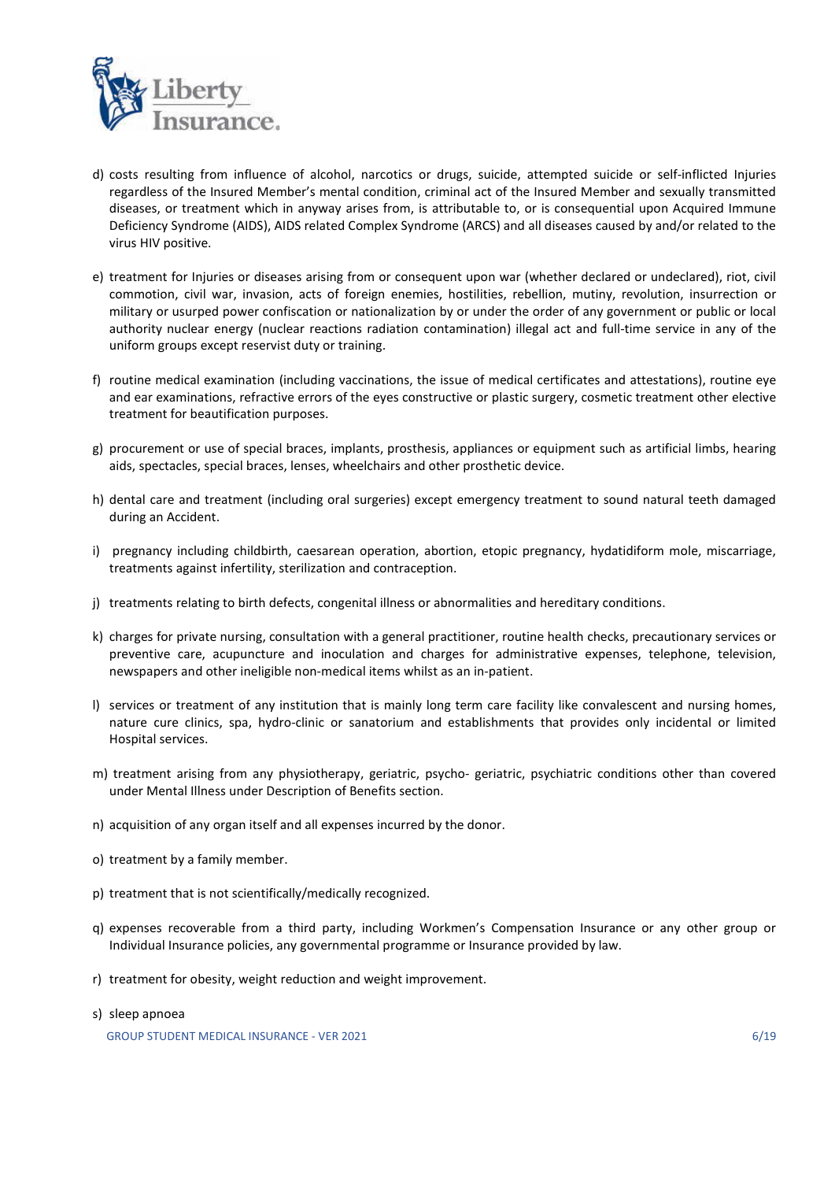d) costs resulting from influence of alcohol, narcotics or drugs, suicide, attempted suicide or self-inflicted Injuries regardless of the Insured Member's mental condition, criminal act of the Insured Member and sexually transmitted diseases, or treatment which in anyway arises from, is attributable to, or is consequential upon Acquired Immune Deficiency Syndrome (AIDS), AIDS related Complex Syndrome (ARCS) and all diseases caused by and/or related to the virus HIV positive.

e) treatment for Injuries or diseases arising from or consequent upon war (whether declared or undeclared), riot, civil commotion, civil war, invasion, acts of foreign enemies, hostilities, rebellion, mutiny, revolution, insurrection or military or usurped power confiscation or nationalization by or under the order of any government or public or local authority nuclear energy (nuclear reactions radiation contamination) illegal act and full-time service in any of the uniform groups except reservist duty or training.

f) routine medical examination (including vaccinations, the issue of medical certificates and attestations), routine eye and ear examinations, refractive errors of the eyes constructive or plastic surgery, cosmetic treatment other elective treatment for beautification purposes.

g) procurement or use of special braces, implants, prosthesis, appliances or equipment such as artificial limbs, hearing aids, spectacles, special braces, lenses, wheelchairs and other prosthetic device.

h) dental care and treatment (including oral surgeries) except emergency treatment to sound natural teeth damaged during an Accident.

i) pregnancy including childbirth, caesarean operation, abortion, etopic pregnancy, hydatidiform mole, miscarriage, treatments against infertility, sterilization and contraception.

j) treatments relating to birth defects, congenital illness or abnormalities and hereditary conditions.

k) charges for private nursing, consultation with a general practitioner, routine health checks, precautionary services or preventive care, acupuncture and inoculation and charges for administrative expenses, telephone, television, newspapers and other ineligible non-medical items whilst as an in-patient.

l) services or treatment of any institution that is mainly long term care facility like convalescent and nursing homes, nature cure clinics, spa, hydro-clinic or sanatorium and establishments that provides only incidental or limited Hospital services.

m) treatment arising from any physiotherapy, geriatric, psycho- geriatric, psychiatric conditions other than covered under Mental Illness under Description of Benefits section.

n) acquisition of any organ itself and all expenses incurred by the donor.

o) treatment by a family member.

p) treatment that is not scientifically/medically recognized.

q) expenses recoverable from a third party, including Workmen's Compensation Insurance or any other group or Individual Insurance policies, any governmental programme or Insurance provided by law.

r) treatment for obesity, weight reduction and weight improvement.

s) sleep apnoea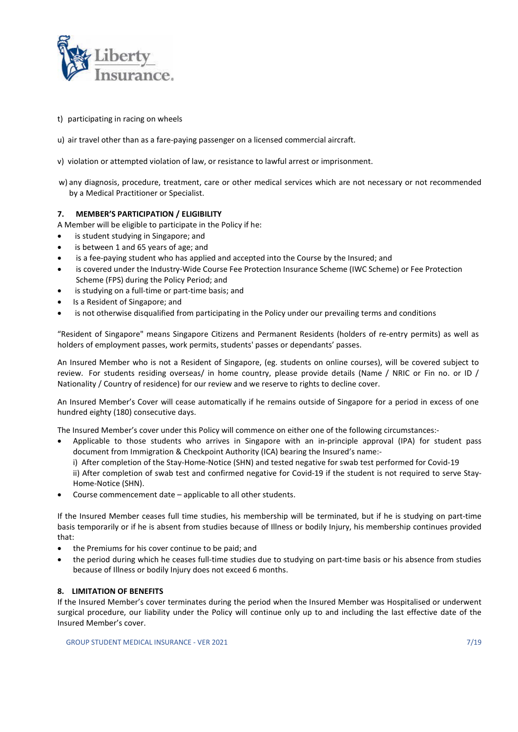t) participating in racing on wheels

u) air travel other than as a fare-paying passenger on a licensed commercial aircraft.

v) violation or attempted violation of law, or resistance to lawful arrest or imprisonment.

w) any diagnosis, procedure, treatment, care or other medical services which are not necessary or not recommended by a Medical Practitioner or Specialist.

## 7. MEMBER'S PARTICIPATION / ELIGIBILITY

A Member will be eligible to participate in the Policy if he:

- is student studying in Singapore; and
- is between 1 and 65 years of age; and
- is a fee-paying student who has applied and accepted into the Course by the Insured; and
- is covered under the Industry-Wide Course Fee Protection Insurance Scheme (IWC Scheme) or Fee Protection Scheme (FPS) during the Policy Period; and
- is studying on a full-time or part-time basis; and
- Is a Resident of Singapore; and
- is not otherwise disqualified from participating in the Policy under our prevailing terms and conditions

"Resident of Singapore" means Singapore Citizens and Permanent Residents (holders of re-entry permits) as well as holders of employment passes, work permits, students' passes or dependants' passes.

An Insured Member who is not a Resident of Singapore, (eg. students on online courses), will be covered subject to review. For students residing overseas/ in home country, please provide details (Name / NRIC or Fin no. or ID / Nationality / Country of residence) for our review and we reserve to rights to decline cover.

An Insured Member's Cover will cease automatically if he remains outside of Singapore for a period in excess of one hundred eighty (180) consecutive days.

The Insured Member's cover under this Policy will commence on either one of the following circumstances:-

- Applicable to those students who arrives in Singapore with an in-principle approval (IPA) for student pass document from Immigration & Checkpoint Authority (ICA) bearing the Insured's name:-
  i) After completion of the Stay-Home-Notice (SHN) and tested negative for swab test performed for Covid-19
  ii) After completion of swab test and confirmed negative for Covid-19 if the student is not required to serve Stay-Home-Notice (SHN).
- Course commencement date – applicable to all other students.

If the Insured Member ceases full time studies, his membership will be terminated, but if he is studying on part-time basis temporarily or if he is absent from studies because of Illness or bodily Injury, his membership continues provided that:

- the Premiums for his cover continue to be paid; and
- the period during which he ceases full-time studies due to studying on part-time basis or his absence from studies because of Illness or bodily Injury does not exceed 6 months.

## 8. LIMITATION OF BENEFITS

If the Insured Member's cover terminates during the period when the Insured Member was Hospitalised or underwent surgical procedure, our liability under the Policy will continue only up to and including the last effective date of the Insured Member's cover.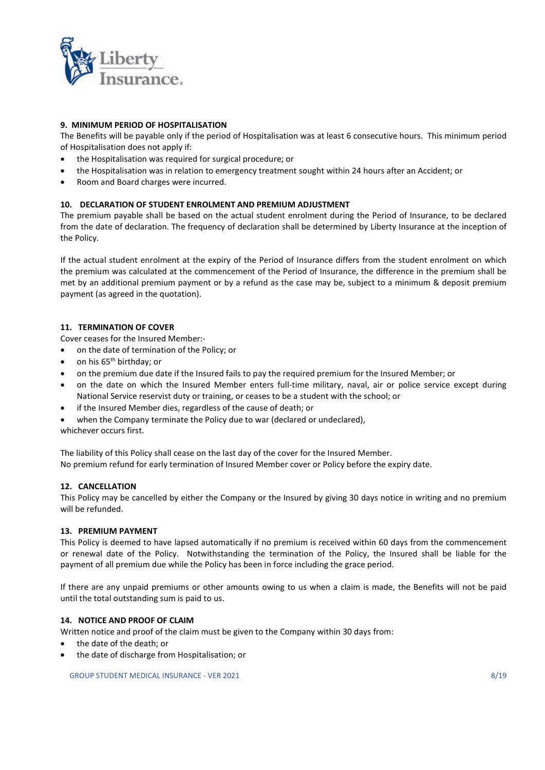### 9. MINIMUM PERIOD OF HOSPITALISATION

The Benefits will be payable only if the period of Hospitalisation was at least 6 consecutive hours. This minimum period of Hospitalisation does not apply if:

- the Hospitalisation was required for surgical procedure; or
- the Hospitalisation was in relation to emergency treatment sought within 24 hours after an Accident; or
- Room and Board charges were incurred.

### 10. DECLARATION OF STUDENT ENROLMENT AND PREMIUM ADJUSTMENT

The premium payable shall be based on the actual student enrolment during the Period of Insurance, to be declared from the date of declaration. The frequency of declaration shall be determined by Liberty Insurance at the inception of the Policy.

If the actual student enrolment at the expiry of the Period of Insurance differs from the student enrolment on which the premium was calculated at the commencement of the Period of Insurance, the difference in the premium shall be met by an additional premium payment or by a refund as the case may be, subject to a minimum & deposit premium payment (as agreed in the quotation).

### 11. TERMINATION OF COVER

Cover ceases for the Insured Member:-

- on the date of termination of the Policy; or
- on his 65th birthday; or
- on the premium due date if the Insured fails to pay the required premium for the Insured Member; or
- on the date on which the Insured Member enters full-time military, naval, air or police service except during National Service reservist duty or training, or ceases to be a student with the school; or
- if the Insured Member dies, regardless of the cause of death; or
- when the Company terminate the Policy due to war (declared or undeclared),

whichever occurs first.

The liability of this Policy shall cease on the last day of the cover for the Insured Member.
No premium refund for early termination of Insured Member cover or Policy before the expiry date.

### 12. CANCELLATION

This Policy may be cancelled by either the Company or the Insured by giving 30 days notice in writing and no premium will be refunded.

### 13. PREMIUM PAYMENT

This Policy is deemed to have lapsed automatically if no premium is received within 60 days from the commencement or renewal date of the Policy. Notwithstanding the termination of the Policy, the Insured shall be liable for the payment of all premium due while the Policy has been in force including the grace period.

If there are any unpaid premiums or other amounts owing to us when a claim is made, the Benefits will not be paid until the total outstanding sum is paid to us.

### 14. NOTICE AND PROOF OF CLAIM

Written notice and proof of the claim must be given to the Company within 30 days from:

- the date of the death; or
- the date of discharge from Hospitalisation; or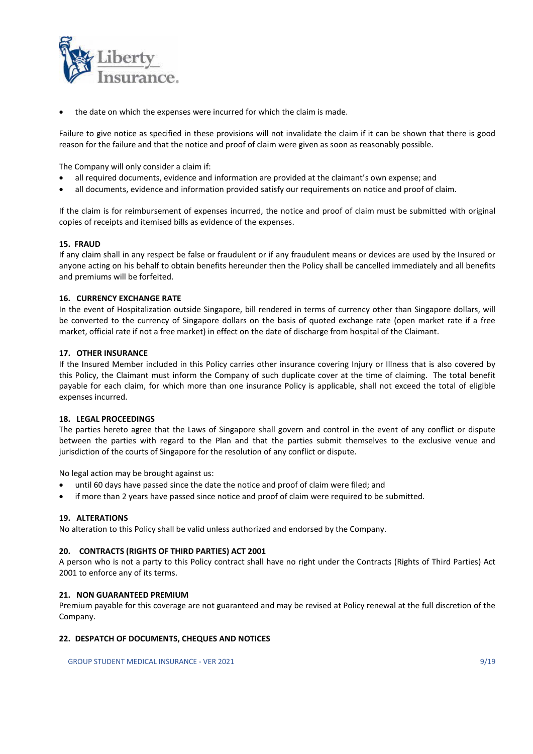- the date on which the expenses were incurred for which the claim is made.

Failure to give notice as specified in these provisions will not invalidate the claim if it can be shown that there is good reason for the failure and that the notice and proof of claim were given as soon as reasonably possible.

The Company will only consider a claim if:

- all required documents, evidence and information are provided at the claimant's own expense; and
- all documents, evidence and information provided satisfy our requirements on notice and proof of claim.

If the claim is for reimbursement of expenses incurred, the notice and proof of claim must be submitted with original copies of receipts and itemised bills as evidence of the expenses.

**15. FRAUD**

If any claim shall in any respect be false or fraudulent or if any fraudulent means or devices are used by the Insured or anyone acting on his behalf to obtain benefits hereunder then the Policy shall be cancelled immediately and all benefits and premiums will be forfeited.

**16. CURRENCY EXCHANGE RATE**

In the event of Hospitalization outside Singapore, bill rendered in terms of currency other than Singapore dollars, will be converted to the currency of Singapore dollars on the basis of quoted exchange rate (open market rate if a free market, official rate if not a free market) in effect on the date of discharge from hospital of the Claimant.

**17. OTHER INSURANCE**

If the Insured Member included in this Policy carries other insurance covering Injury or Illness that is also covered by this Policy, the Claimant must inform the Company of such duplicate cover at the time of claiming. The total benefit payable for each claim, for which more than one insurance Policy is applicable, shall not exceed the total of eligible expenses incurred.

**18. LEGAL PROCEEDINGS**

The parties hereto agree that the Laws of Singapore shall govern and control in the event of any conflict or dispute between the parties with regard to the Plan and that the parties submit themselves to the exclusive venue and jurisdiction of the courts of Singapore for the resolution of any conflict or dispute.

No legal action may be brought against us:

- until 60 days have passed since the date the notice and proof of claim were filed; and
- if more than 2 years have passed since notice and proof of claim were required to be submitted.

**19. ALTERATIONS**

No alteration to this Policy shall be valid unless authorized and endorsed by the Company.

**20. CONTRACTS (RIGHTS OF THIRD PARTIES) ACT 2001**

A person who is not a party to this Policy contract shall have no right under the Contracts (Rights of Third Parties) Act 2001 to enforce any of its terms.

**21. NON GUARANTEED PREMIUM**

Premium payable for this coverage are not guaranteed and may be revised at Policy renewal at the full discretion of the Company.

**22. DESPATCH OF DOCUMENTS, CHEQUES AND NOTICES**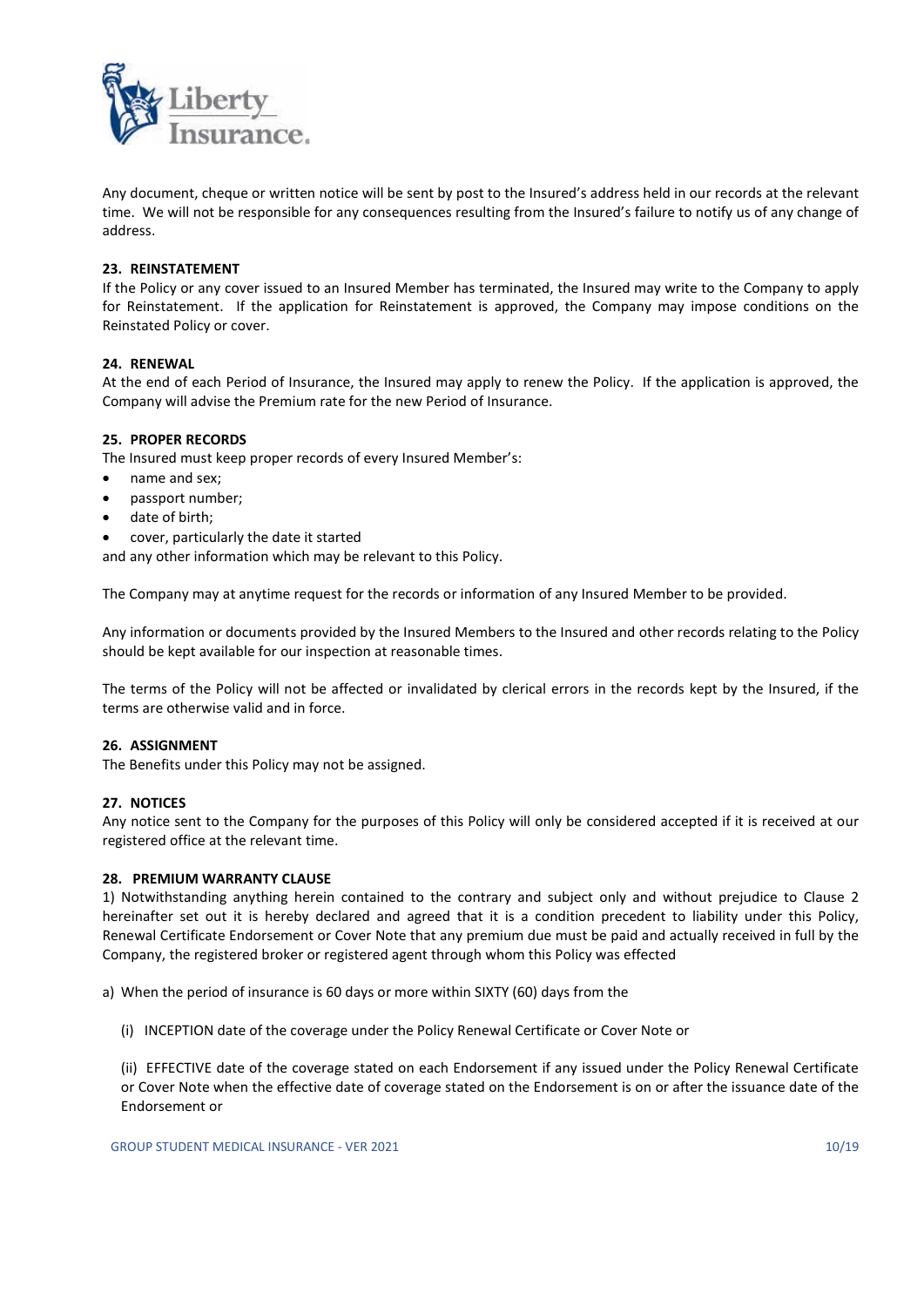Any document, cheque or written notice will be sent by post to the Insured's address held in our records at the relevant time. We will not be responsible for any consequences resulting from the Insured's failure to notify us of any change of address.

**23. REINSTATEMENT**

If the Policy or any cover issued to an Insured Member has terminated, the Insured may write to the Company to apply for Reinstatement. If the application for Reinstatement is approved, the Company may impose conditions on the Reinstated Policy or cover.

**24. RENEWAL**

At the end of each Period of Insurance, the Insured may apply to renew the Policy. If the application is approved, the Company will advise the Premium rate for the new Period of Insurance.

**25. PROPER RECORDS**

The Insured must keep proper records of every Insured Member's:

- name and sex;
- passport number;
- date of birth;
- cover, particularly the date it started

and any other information which may be relevant to this Policy.

The Company may at anytime request for the records or information of any Insured Member to be provided.

Any information or documents provided by the Insured Members to the Insured and other records relating to the Policy should be kept available for our inspection at reasonable times.

The terms of the Policy will not be affected or invalidated by clerical errors in the records kept by the Insured, if the terms are otherwise valid and in force.

**26. ASSIGNMENT**

The Benefits under this Policy may not be assigned.

**27. NOTICES**

Any notice sent to the Company for the purposes of this Policy will only be considered accepted if it is received at our registered office at the relevant time.

**28. PREMIUM WARRANTY CLAUSE**

1) Notwithstanding anything herein contained to the contrary and subject only and without prejudice to Clause 2 hereinafter set out it is hereby declared and agreed that it is a condition precedent to liability under this Policy, Renewal Certificate Endorsement or Cover Note that any premium due must be paid and actually received in full by the Company, the registered broker or registered agent through whom this Policy was effected

a) When the period of insurance is 60 days or more within SIXTY (60) days from the

(i) INCEPTION date of the coverage under the Policy Renewal Certificate or Cover Note or

(ii) EFFECTIVE date of the coverage stated on each Endorsement if any issued under the Policy Renewal Certificate or Cover Note when the effective date of coverage stated on the Endorsement is on or after the issuance date of the Endorsement or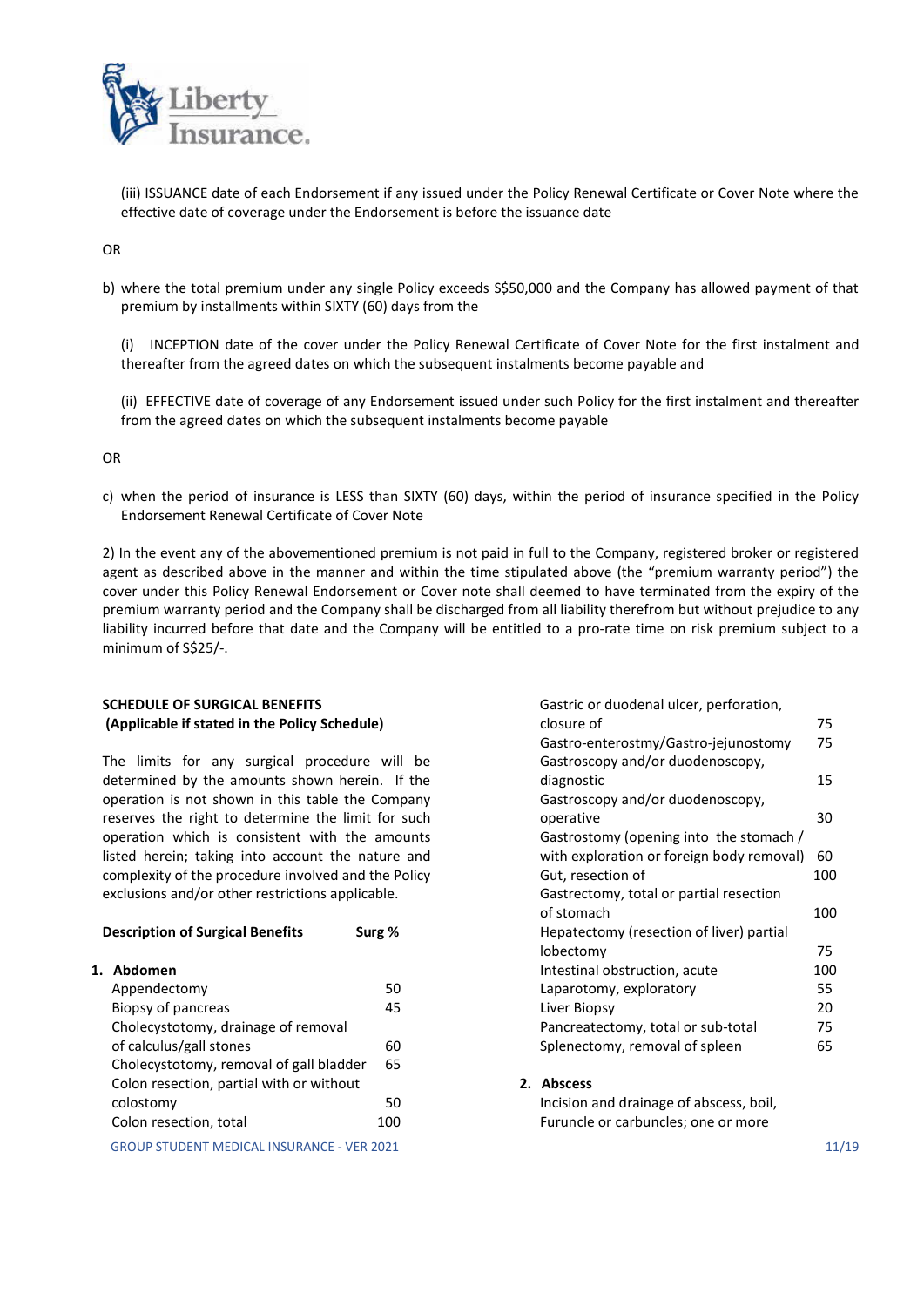(iii) ISSUANCE date of each Endorsement if any issued under the Policy Renewal Certificate or Cover Note where the effective date of coverage under the Endorsement is before the issuance date

OR

b) where the total premium under any single Policy exceeds S$50,000 and the Company has allowed payment of that premium by installments within SIXTY (60) days from the

(i) INCEPTION date of the cover under the Policy Renewal Certificate of Cover Note for the first instalment and thereafter from the agreed dates on which the subsequent instalments become payable and

(ii) EFFECTIVE date of coverage of any Endorsement issued under such Policy for the first instalment and thereafter from the agreed dates on which the subsequent instalments become payable

OR

c) when the period of insurance is LESS than SIXTY (60) days, within the period of insurance specified in the Policy Endorsement Renewal Certificate of Cover Note

2) In the event any of the abovementioned premium is not paid in full to the Company, registered broker or registered agent as described above in the manner and within the time stipulated above (the "premium warranty period") the cover under this Policy Renewal Endorsement or Cover note shall deemed to have terminated from the expiry of the premium warranty period and the Company shall be discharged from all liability therefrom but without prejudice to any liability incurred before that date and the Company will be entitled to a pro-rate time on risk premium subject to a minimum of S$25/-.

**SCHEDULE OF SURGICAL BENEFITS**
**(Applicable if stated in the Policy Schedule)**

The limits for any surgical procedure will be determined by the amounts shown herein. If the operation is not shown in this table the Company reserves the right to determine the limit for such operation which is consistent with the amounts listed herein; taking into account the nature and complexity of the procedure involved and the Policy exclusions and/or other restrictions applicable.

| Description of Surgical Benefits | Surg % |
|---|---|
| **1. Abdomen** | |
| Appendectomy | 50 |
| Biopsy of pancreas | 45 |
| Cholecystotomy, drainage of removal of calculus/gall stones | 60 |
| Cholecystotomy, removal of gall bladder | 65 |
| Colon resection, partial with or without colostomy | 50 |
| Colon resection, total | 100 |
| Gastric or duodenal ulcer, perforation, closure of | 75 |
| Gastro-enterostmy/Gastro-jejunostomy | 75 |
| Gastroscopy and/or duodenoscopy, diagnostic | 15 |
| Gastroscopy and/or duodenoscopy, operative | 30 |
| Gastrostomy (opening into the stomach / with exploration or foreign body removal) | 60 |
| Gut, resection of | 100 |
| Gastrectomy, total or partial resection of stomach | 100 |
| Hepatectomy (resection of liver) partial lobectomy | 75 |
| Intestinal obstruction, acute | 100 |
| Laparotomy, exploratory | 55 |
| Liver Biopsy | 20 |
| Pancreatectomy, total or sub-total | 75 |
| Splenectomy, removal of spleen | 65 |
| **2. Abscess** | |
| Incision and drainage of abscess, boil, Furuncle or carbuncles; one or more | |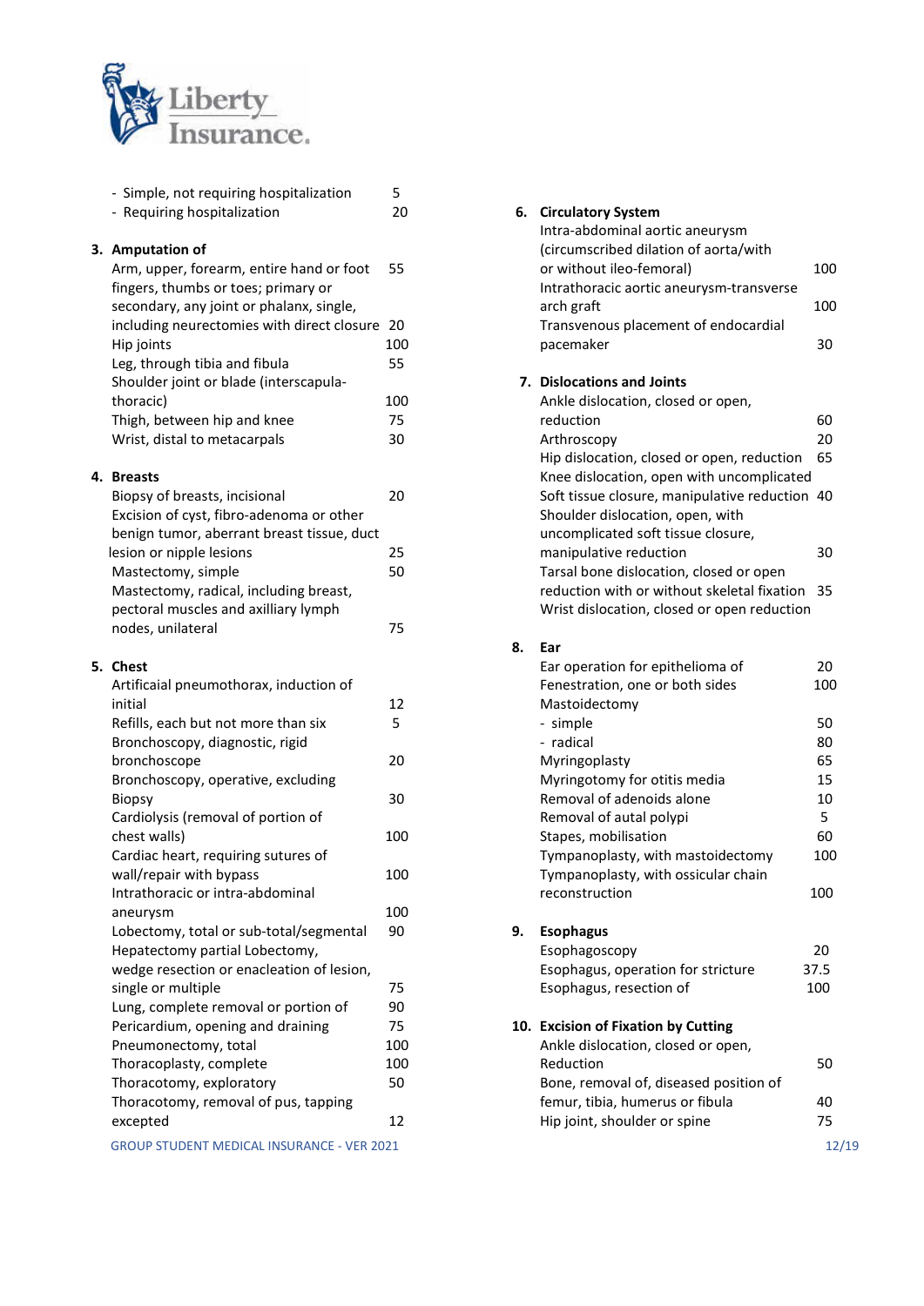| Procedure | % |
|---|---|
| - Simple, not requiring hospitalization | 5 |
| - Requiring hospitalization | 20 |

**3. Amputation of**

| Procedure | % |
|---|---|
| Arm, upper, forearm, entire hand or foot | 55 |
| fingers, thumbs or toes; primary or secondary, any joint or phalanx, single, including neurectomies with direct closure | 20 |
| Hip joints | 100 |
| Leg, through tibia and fibula | 55 |
| Shoulder joint or blade (interscapula-thoracic) | 100 |
| Thigh, between hip and knee | 75 |
| Wrist, distal to metacarpals | 30 |

**4. Breasts**

| Procedure | % |
|---|---|
| Biopsy of breasts, incisional | 20 |
| Excision of cyst, fibro-adenoma or other benign tumor, aberrant breast tissue, duct lesion or nipple lesions | 25 |
| Mastectomy, simple | 50 |
| Mastectomy, radical, including breast, pectoral muscles and axilliary lymph nodes, unilateral | 75 |

**5. Chest**

| Procedure | % |
|---|---|
| Artificaial pneumothorax, induction of initial | 12 |
| Refills, each but not more than six | 5 |
| Bronchoscopy, diagnostic, rigid bronchoscope | 20 |
| Bronchoscopy, operative, excluding Biopsy | 30 |
| Cardiolysis (removal of portion of chest walls) | 100 |
| Cardiac heart, requiring sutures of wall/repair with bypass | 100 |
| Intrathoracic or intra-abdominal aneurysm | 100 |
| Lobectomy, total or sub-total/segmental | 90 |
| Hepatectomy partial Lobectomy, wedge resection or enacleation of lesion, single or multiple | 75 |
| Lung, complete removal or portion of | 90 |
| Pericardium, opening and draining | 75 |
| Pneumonectomy, total | 100 |
| Thoracoplasty, complete | 100 |
| Thoracotomy, exploratory | 50 |
| Thoracotomy, removal of pus, tapping excepted | 12 |

**6. Circulatory System**

| Procedure | % |
|---|---|
| Intra-abdominal aortic aneurysm (circumscribed dilation of aorta/with or without ileo-femoral) | 100 |
| Intrathoracic aortic aneurysm-transverse arch graft | 100 |
| Transvenous placement of endocardial pacemaker | 30 |

**7. Dislocations and Joints**

| Procedure | % |
|---|---|
| Ankle dislocation, closed or open, reduction | 60 |
| Arthroscopy | 20 |
| Hip dislocation, closed or open, reduction | 65 |
| Knee dislocation, open with uncomplicated Soft tissue closure, manipulative reduction | 40 |
| Shoulder dislocation, open, with uncomplicated soft tissue closure, manipulative reduction | 30 |
| Tarsal bone dislocation, closed or open reduction with or without skeletal fixation | 35 |
| Wrist dislocation, closed or open reduction | |

**8. Ear**

| Procedure | % |
|---|---|
| Ear operation for epithelioma of | 20 |
| Fenestration, one or both sides | 100 |
| Mastoidectomy | |
| - simple | 50 |
| - radical | 80 |
| Myringoplasty | 65 |
| Myringotomy for otitis media | 15 |
| Removal of adenoids alone | 10 |
| Removal of autal polypi | 5 |
| Stapes, mobilisation | 60 |
| Tympanoplasty, with mastoidectomy | 100 |
| Tympanoplasty, with ossicular chain reconstruction | 100 |

**9. Esophagus**

| Procedure | % |
|---|---|
| Esophagoscopy | 20 |
| Esophagus, operation for stricture | 37.5 |
| Esophagus, resection of | 100 |

**10. Excision of Fixation by Cutting**

| Procedure | % |
|---|---|
| Ankle dislocation, closed or open, Reduction | 50 |
| Bone, removal of, diseased position of femur, tibia, humerus or fibula | 40 |
| Hip joint, shoulder or spine | 75 |

GROUP STUDENT MEDICAL INSURANCE - VER 2021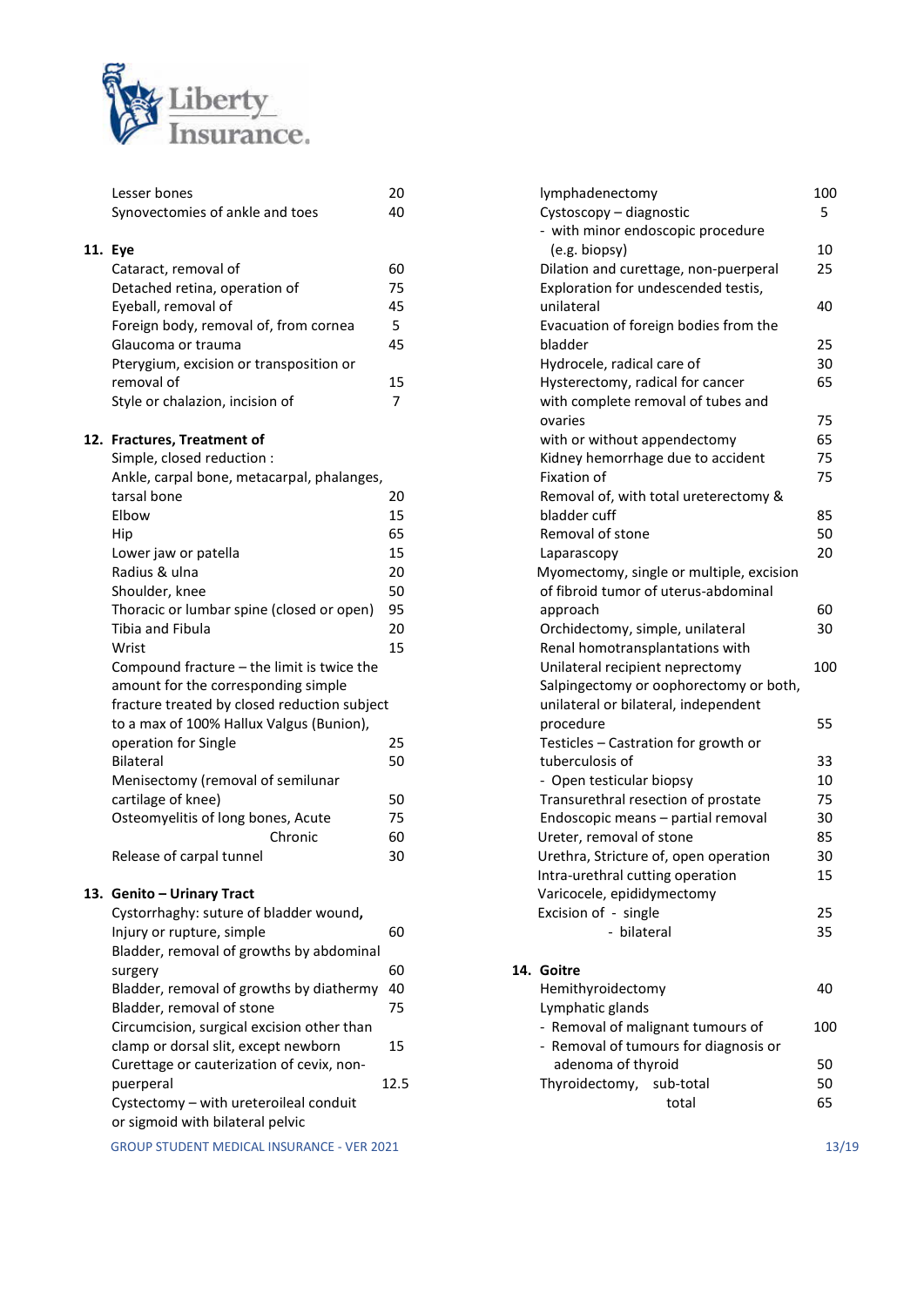| Procedure | % |
|---|---|
| Lesser bones | 20 |
| Synovectomies of ankle and toes | 40 |

**11. Eye**

| Procedure | % |
|---|---|
| Cataract, removal of | 60 |
| Detached retina, operation of | 75 |
| Eyeball, removal of | 45 |
| Foreign body, removal of, from cornea | 5 |
| Glaucoma or trauma | 45 |
| Pterygium, excision or transposition or removal of | 15 |
| Style or chalazion, incision of | 7 |

**12. Fractures, Treatment of**

| Procedure | % |
|---|---|
| Simple, closed reduction : | |
| Ankle, carpal bone, metacarpal, phalanges, tarsal bone | 20 |
| Elbow | 15 |
| Hip | 65 |
| Lower jaw or patella | 15 |
| Radius & ulna | 20 |
| Shoulder, knee | 50 |
| Thoracic or lumbar spine (closed or open) | 95 |
| Tibia and Fibula | 20 |
| Wrist | 15 |
| Compound fracture – the limit is twice the amount for the corresponding simple fracture treated by closed reduction subject to a max of 100% Hallux Valgus (Bunion), operation for Single | 25 |
| Bilateral | 50 |
| Menisectomy (removal of semilunar cartilage of knee) | 50 |
| Osteomyelitis of long bones, Acute | 75 |
| Chronic | 60 |
| Release of carpal tunnel | 30 |

**13. Genito – Urinary Tract**

| Procedure | % |
|---|---|
| Cystorrhaghy: suture of bladder wound, Injury or rupture, simple | 60 |
| Bladder, removal of growths by abdominal surgery | 60 |
| Bladder, removal of growths by diathermy | 40 |
| Bladder, removal of stone | 75 |
| Circumcision, surgical excision other than clamp or dorsal slit, except newborn | 15 |
| Curettage or cauterization of cevix, non-puerperal | 12.5 |
| Cystectomy – with ureteroileal conduit or sigmoid with bilateral pelvic lymphadenectomy | 100 |
| Cystoscopy – diagnostic | 5 |
| - with minor endoscopic procedure (e.g. biopsy) | 10 |
| Dilation and curettage, non-puerperal | 25 |
| Exploration for undescended testis, unilateral | 40 |
| Evacuation of foreign bodies from the bladder | 25 |
| Hydrocele, radical care of | 30 |
| Hysterectomy, radical for cancer | 65 |
| with complete removal of tubes and ovaries | 75 |
| with or without appendectomy | 65 |
| Kidney hemorrhage due to accident | 75 |
| Fixation of | 75 |
| Removal of, with total ureterectomy & bladder cuff | 85 |
| Removal of stone | 50 |
| Laparascopy | 20 |
| Myomectomy, single or multiple, excision of fibroid tumor of uterus-abdominal approach | 60 |
| Orchidectomy, simple, unilateral | 30 |
| Renal homotransplantations with Unilateral recipient neprectomy | 100 |
| Salpingectomy or oophorectomy or both, unilateral or bilateral, independent procedure | 55 |
| Testicles – Castration for growth or tuberculosis of | 33 |
| - Open testicular biopsy | 10 |
| Transurethral resection of prostate | 75 |
| Endoscopic means – partial removal | 30 |
| Ureter, removal of stone | 85 |
| Urethra, Stricture of, open operation | 30 |
| Intra-urethral cutting operation | 15 |
| Varicocele, epididymectomy | |
| Excision of - single | 25 |
| - bilateral | 35 |

**14. Goitre**

| Procedure | % |
|---|---|
| Hemithyroidectomy | 40 |
| Lymphatic glands | |
| - Removal of malignant tumours of | 100 |
| - Removal of tumours for diagnosis or adenoma of thyroid | 50 |
| Thyroidectomy, sub-total | 50 |
| total | 65 |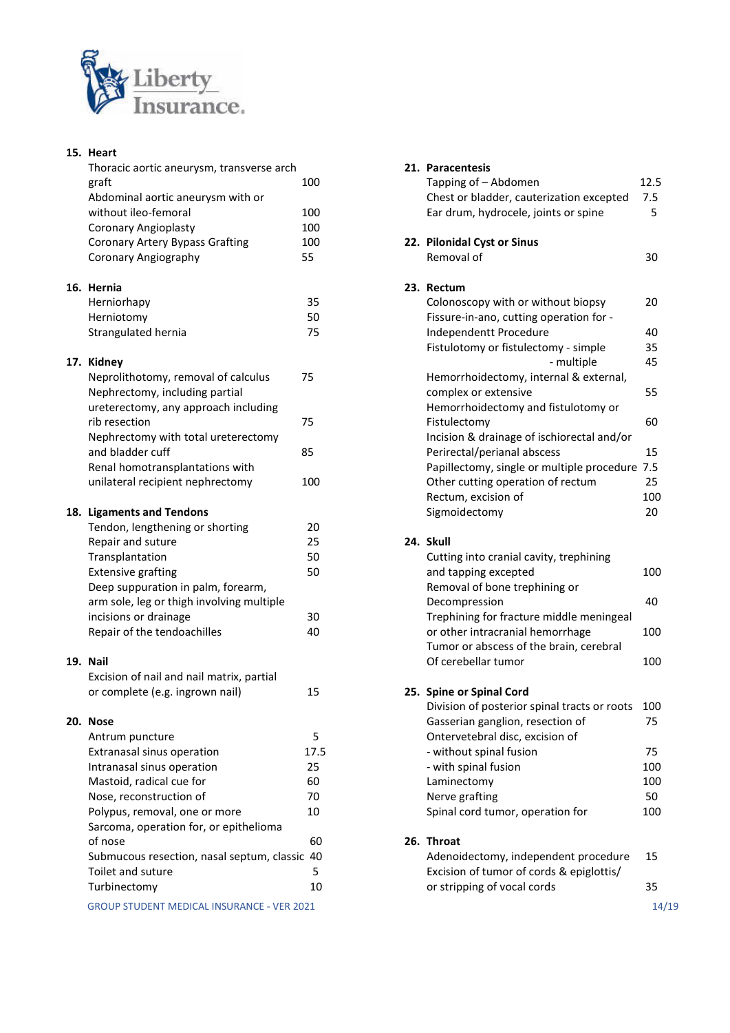**15. Heart**

| | |
|---|---|
| Thoracic aortic aneurysm, transverse arch graft | 100 |
| Abdominal aortic aneurysm with or without ileo-femoral | 100 |
| Coronary Angioplasty | 100 |
| Coronary Artery Bypass Grafting | 100 |
| Coronary Angiography | 55 |

**16. Hernia**

| | |
|---|---|
| Herniorhapy | 35 |
| Herniotomy | 50 |
| Strangulated hernia | 75 |

**17. Kidney**

| | |
|---|---|
| Neprolithotomy, removal of calculus | 75 |
| Nephrectomy, including partial ureterectomy, any approach including rib resection | 75 |
| Nephrectomy with total ureterectomy and bladder cuff | 85 |
| Renal homotransplantations with unilateral recipient nephrectomy | 100 |

**18. Ligaments and Tendons**

| | |
|---|---|
| Tendon, lengthening or shorting | 20 |
| Repair and suture | 25 |
| Transplantation | 50 |
| Extensive grafting | 50 |
| Deep suppuration in palm, forearm, arm sole, leg or thigh involving multiple incisions or drainage | 30 |
| Repair of the tendoachilles | 40 |

**19. Nail**

| | |
|---|---|
| Excision of nail and nail matrix, partial or complete (e.g. ingrown nail) | 15 |

**20. Nose**

| | |
|---|---|
| Antrum puncture | 5 |
| Extranasal sinus operation | 17.5 |
| Intranasal sinus operation | 25 |
| Mastoid, radical cue for | 60 |
| Nose, reconstruction of | 70 |
| Polypus, removal, one or more | 10 |
| Sarcoma, operation for, or epithelioma of nose | 60 |
| Submucous resection, nasal septum, classic | 40 |
| Toilet and suture | 5 |
| Turbinectomy | 10 |

**21. Paracentesis**

| | |
|---|---|
| Tapping of – Abdomen | 12.5 |
| Chest or bladder, cauterization excepted | 7.5 |
| Ear drum, hydrocele, joints or spine | 5 |

**22. Pilonidal Cyst or Sinus**

| | |
|---|---|
| Removal of | 30 |

**23. Rectum**

| | |
|---|---|
| Colonoscopy with or without biopsy | 20 |
| Fissure-in-ano, cutting operation for - Independentt Procedure | 40 |
| Fistulotomy or fistulectomy - simple | 35 |
| - multiple | 45 |
| Hemorrhoidectomy, internal & external, complex or extensive | 55 |
| Hemorrhoidectomy and fistulotomy or Fistulectomy | 60 |
| Incision & drainage of ischiorectal and/or Perirectal/perianal abscess | 15 |
| Papillectomy, single or multiple procedure | 7.5 |
| Other cutting operation of rectum | 25 |
| Rectum, excision of | 100 |
| Sigmoidectomy | 20 |

**24. Skull**

| | |
|---|---|
| Cutting into cranial cavity, trephining and tapping excepted | 100 |
| Removal of bone trephining or Decompression | 40 |
| Trephining for fracture middle meningeal or other intracranial hemorrhage | 100 |
| Tumor or abscess of the brain, cerebral Of cerebellar tumor | 100 |

**25. Spine or Spinal Cord**

| | |
|---|---|
| Division of posterior spinal tracts or roots | 100 |
| Gasserian ganglion, resection of | 75 |
| Ontervetebral disc, excision of | |
| - without spinal fusion | 75 |
| - with spinal fusion | 100 |
| Laminectomy | 100 |
| Nerve grafting | 50 |
| Spinal cord tumor, operation for | 100 |

**26. Throat**

| | |
|---|---|
| Adenoidectomy, independent procedure | 15 |
| Excision of tumor of cords & epiglottis/ or stripping of vocal cords | 35 |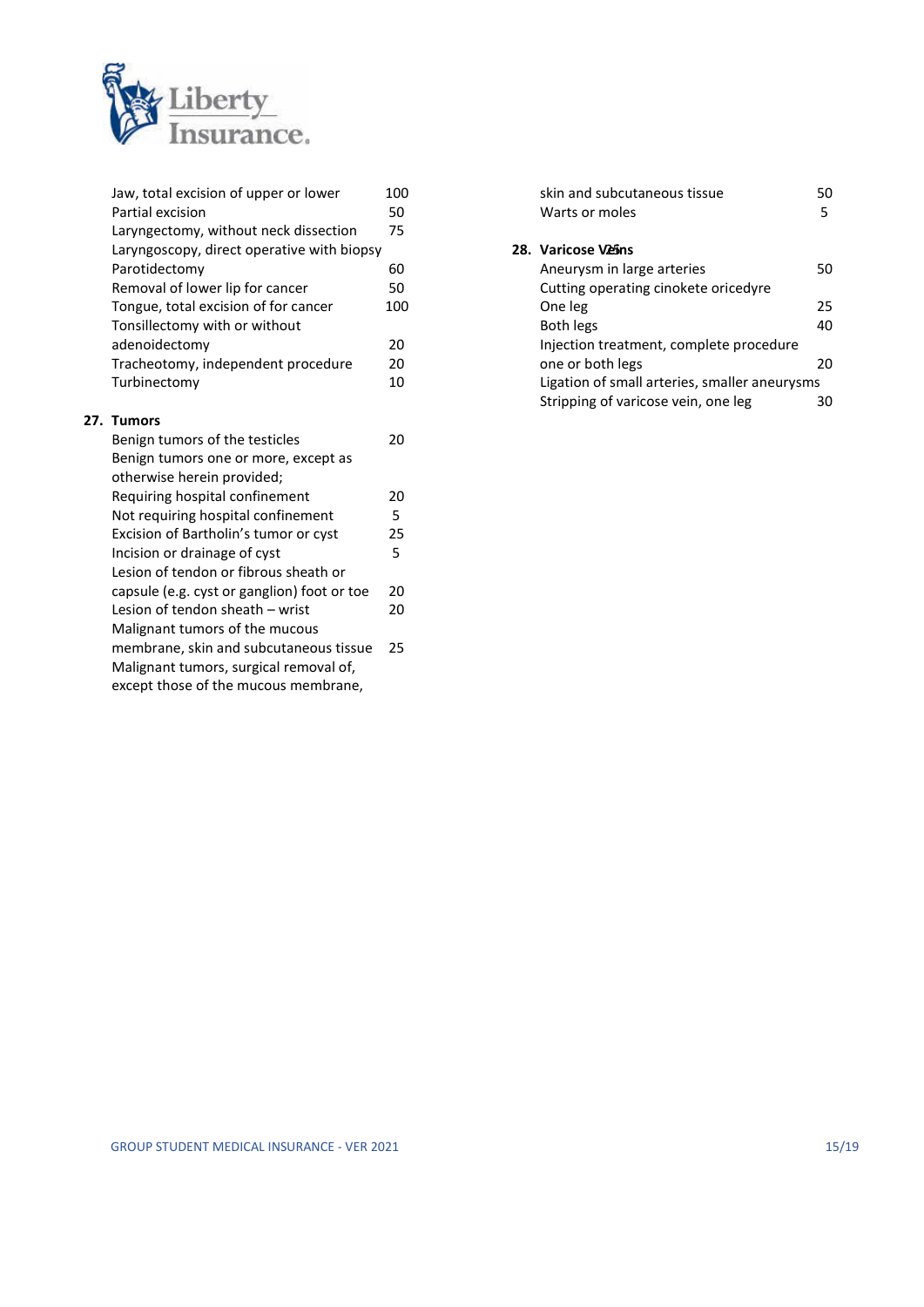| | |
|---|---|
| Jaw, total excision of upper or lower | 100 |
| Partial excision | 50 |
| Laryngectomy, without neck dissection | 75 |
| Laryngoscopy, direct operative with biopsy | |
| Parotidectomy | 60 |
| Removal of lower lip for cancer | 50 |
| Tongue, total excision of for cancer | 100 |
| Tonsillectomy with or without adenoidectomy | 20 |
| Tracheotomy, independent procedure | 20 |
| Turbinectomy | 10 |

**27. Tumors**

| | |
|---|---|
| Benign tumors of the testicles | 20 |
| Benign tumors one or more, except as otherwise herein provided; | |
| Requiring hospital confinement | 20 |
| Not requiring hospital confinement | 5 |
| Excision of Bartholin's tumor or cyst | 25 |
| Incision or drainage of cyst | 5 |
| Lesion of tendon or fibrous sheath or capsule (e.g. cyst or ganglion) foot or toe | 20 |
| Lesion of tendon sheath – wrist | 20 |
| Malignant tumors of the mucous membrane, skin and subcutaneous tissue | 25 |
| Malignant tumors, surgical removal of, except those of the mucous membrane, skin and subcutaneous tissue | 50 |
| Warts or moles | 5 |

**28. Varicose V25ns**

| | |
|---|---|
| Aneurysm in large arteries | 50 |
| Cutting operating cinokete oricedyre | |
| One leg | 25 |
| Both legs | 40 |
| Injection treatment, complete procedure one or both legs | 20 |
| Ligation of small arteries, smaller aneurysms | |
| Stripping of varicose vein, one leg | 30 |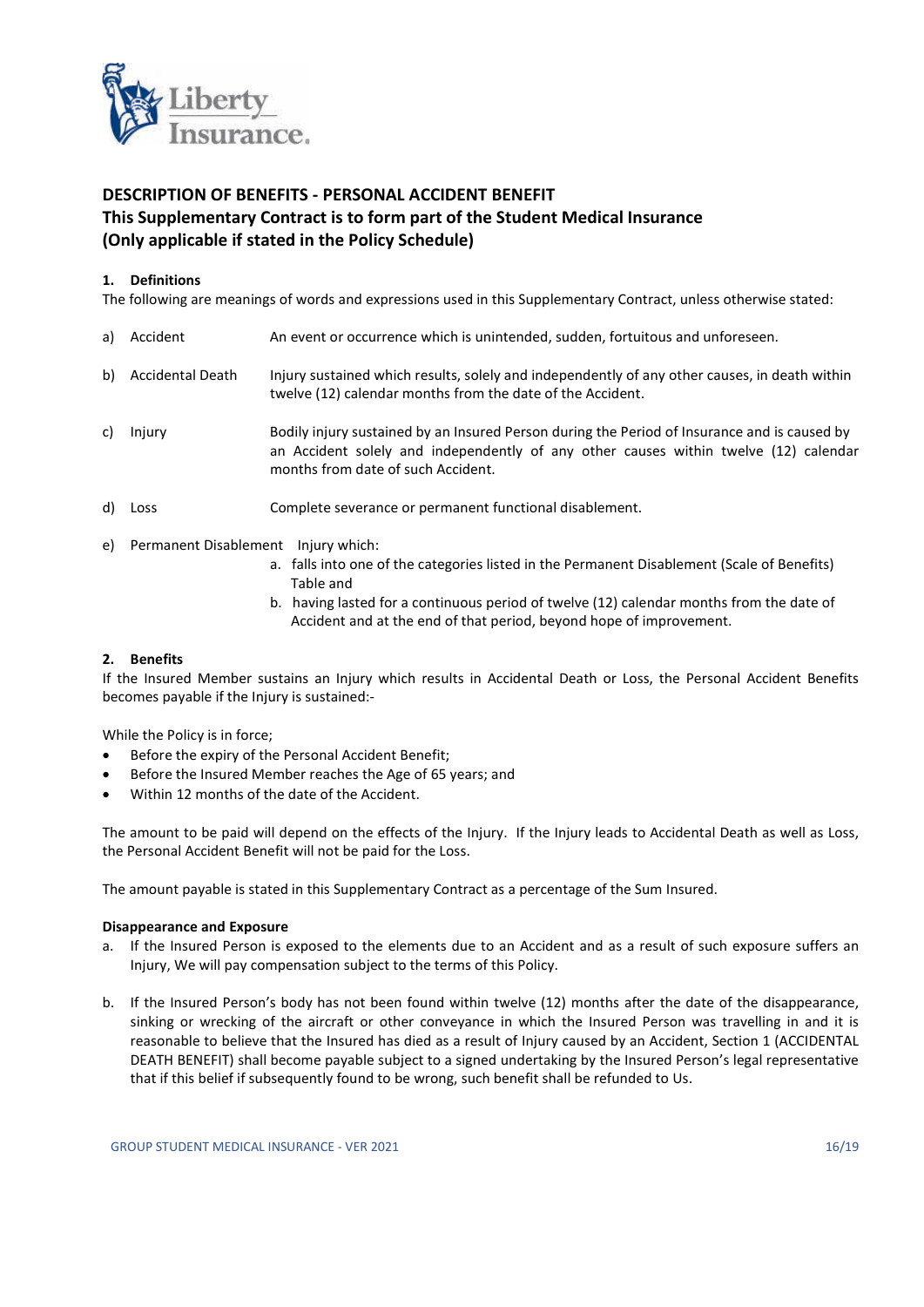## DESCRIPTION OF BENEFITS - PERSONAL ACCIDENT BENEFIT
## This Supplementary Contract is to form part of the Student Medical Insurance
## (Only applicable if stated in the Policy Schedule)

### 1. Definitions

The following are meanings of words and expressions used in this Supplementary Contract, unless otherwise stated:

a) Accident — An event or occurrence which is unintended, sudden, fortuitous and unforeseen.

b) Accidental Death — Injury sustained which results, solely and independently of any other causes, in death within twelve (12) calendar months from the date of the Accident.

c) Injury — Bodily injury sustained by an Insured Person during the Period of Insurance and is caused by an Accident solely and independently of any other causes within twelve (12) calendar months from date of such Accident.

d) Loss — Complete severance or permanent functional disablement.

e) Permanent Disablement — Injury which:

   a. falls into one of the categories listed in the Permanent Disablement (Scale of Benefits) Table and
   b. having lasted for a continuous period of twelve (12) calendar months from the date of Accident and at the end of that period, beyond hope of improvement.

### 2. Benefits

If the Insured Member sustains an Injury which results in Accidental Death or Loss, the Personal Accident Benefits becomes payable if the Injury is sustained:-

While the Policy is in force;

- Before the expiry of the Personal Accident Benefit;
- Before the Insured Member reaches the Age of 65 years; and
- Within 12 months of the date of the Accident.

The amount to be paid will depend on the effects of the Injury. If the Injury leads to Accidental Death as well as Loss, the Personal Accident Benefit will not be paid for the Loss.

The amount payable is stated in this Supplementary Contract as a percentage of the Sum Insured.

**Disappearance and Exposure**

a. If the Insured Person is exposed to the elements due to an Accident and as a result of such exposure suffers an Injury, We will pay compensation subject to the terms of this Policy.

b. If the Insured Person's body has not been found within twelve (12) months after the date of the disappearance, sinking or wrecking of the aircraft or other conveyance in which the Insured Person was travelling in and it is reasonable to believe that the Insured has died as a result of Injury caused by an Accident, Section 1 (ACCIDENTAL DEATH BENEFIT) shall become payable subject to a signed undertaking by the Insured Person's legal representative that if this belief if subsequently found to be wrong, such benefit shall be refunded to Us.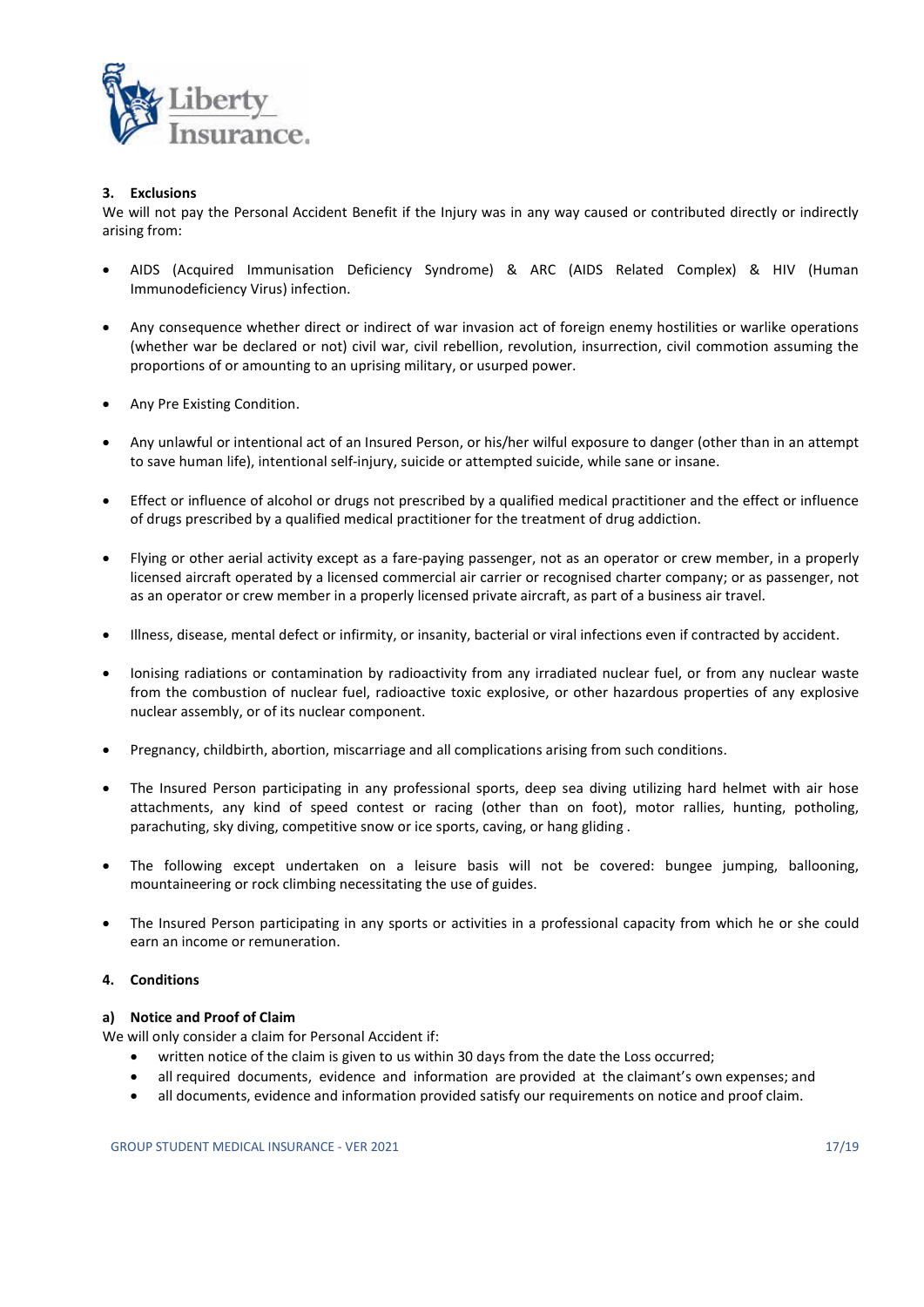### 3. Exclusions

We will not pay the Personal Accident Benefit if the Injury was in any way caused or contributed directly or indirectly arising from:

- AIDS (Acquired Immunisation Deficiency Syndrome) & ARC (AIDS Related Complex) & HIV (Human Immunodeficiency Virus) infection.
- Any consequence whether direct or indirect of war invasion act of foreign enemy hostilities or warlike operations (whether war be declared or not) civil war, civil rebellion, revolution, insurrection, civil commotion assuming the proportions of or amounting to an uprising military, or usurped power.
- Any Pre Existing Condition.
- Any unlawful or intentional act of an Insured Person, or his/her wilful exposure to danger (other than in an attempt to save human life), intentional self-injury, suicide or attempted suicide, while sane or insane.
- Effect or influence of alcohol or drugs not prescribed by a qualified medical practitioner and the effect or influence of drugs prescribed by a qualified medical practitioner for the treatment of drug addiction.
- Flying or other aerial activity except as a fare-paying passenger, not as an operator or crew member, in a properly licensed aircraft operated by a licensed commercial air carrier or recognised charter company; or as passenger, not as an operator or crew member in a properly licensed private aircraft, as part of a business air travel.
- Illness, disease, mental defect or infirmity, or insanity, bacterial or viral infections even if contracted by accident.
- Ionising radiations or contamination by radioactivity from any irradiated nuclear fuel, or from any nuclear waste from the combustion of nuclear fuel, radioactive toxic explosive, or other hazardous properties of any explosive nuclear assembly, or of its nuclear component.
- Pregnancy, childbirth, abortion, miscarriage and all complications arising from such conditions.
- The Insured Person participating in any professional sports, deep sea diving utilizing hard helmet with air hose attachments, any kind of speed contest or racing (other than on foot), motor rallies, hunting, potholing, parachuting, sky diving, competitive snow or ice sports, caving, or hang gliding .
- The following except undertaken on a leisure basis will not be covered: bungee jumping, ballooning, mountaineering or rock climbing necessitating the use of guides.
- The Insured Person participating in any sports or activities in a professional capacity from which he or she could earn an income or remuneration.

### 4. Conditions

#### a) Notice and Proof of Claim

We will only consider a claim for Personal Accident if:

- written notice of the claim is given to us within 30 days from the date the Loss occurred;
- all required documents, evidence and information are provided at the claimant's own expenses; and
- all documents, evidence and information provided satisfy our requirements on notice and proof claim.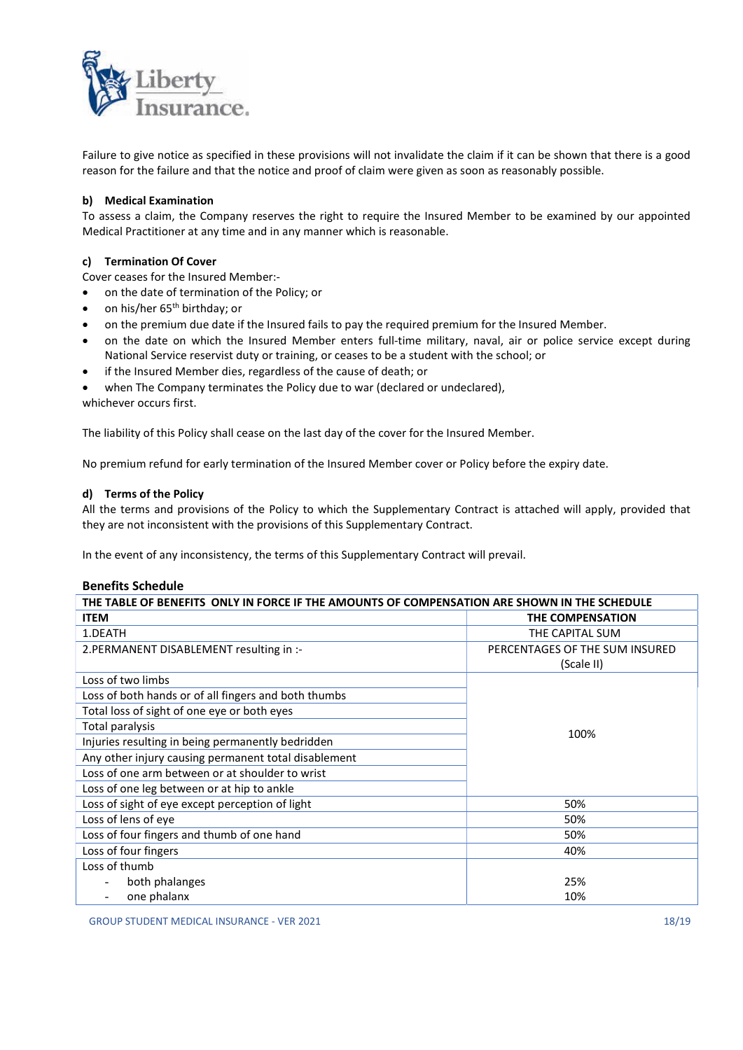Failure to give notice as specified in these provisions will not invalidate the claim if it can be shown that there is a good reason for the failure and that the notice and proof of claim were given as soon as reasonably possible.

**b) Medical Examination**

To assess a claim, the Company reserves the right to require the Insured Member to be examined by our appointed Medical Practitioner at any time and in any manner which is reasonable.

**c) Termination Of Cover**

Cover ceases for the Insured Member:-

- on the date of termination of the Policy; or
- on his/her 65th birthday; or
- on the premium due date if the Insured fails to pay the required premium for the Insured Member.
- on the date on which the Insured Member enters full-time military, naval, air or police service except during National Service reservist duty or training, or ceases to be a student with the school; or
- if the Insured Member dies, regardless of the cause of death; or
- when The Company terminates the Policy due to war (declared or undeclared),

whichever occurs first.

The liability of this Policy shall cease on the last day of the cover for the Insured Member.

No premium refund for early termination of the Insured Member cover or Policy before the expiry date.

**d) Terms of the Policy**

All the terms and provisions of the Policy to which the Supplementary Contract is attached will apply, provided that they are not inconsistent with the provisions of this Supplementary Contract.

In the event of any inconsistency, the terms of this Supplementary Contract will prevail.

**Benefits Schedule**

| THE TABLE OF BENEFITS ONLY IN FORCE IF THE AMOUNTS OF COMPENSATION ARE SHOWN IN THE SCHEDULE | |
|---|---|
| **ITEM** | **THE COMPENSATION** |
| 1.DEATH | THE CAPITAL SUM |
| 2.PERMANENT DISABLEMENT resulting in :- | PERCENTAGES OF THE SUM INSURED (Scale II) |
| Loss of two limbs | 100% |
| Loss of both hands or of all fingers and both thumbs | 100% |
| Total loss of sight of one eye or both eyes | 100% |
| Total paralysis | 100% |
| Injuries resulting in being permanently bedridden | 100% |
| Any other injury causing permanent total disablement | 100% |
| Loss of one arm between or at shoulder to wrist | 100% |
| Loss of one leg between or at hip to ankle | 100% |
| Loss of sight of eye except perception of light | 50% |
| Loss of lens of eye | 50% |
| Loss of four fingers and thumb of one hand | 50% |
| Loss of four fingers | 40% |
| Loss of thumb | |
| - both phalanges | 25% |
| - one phalanx | 10% |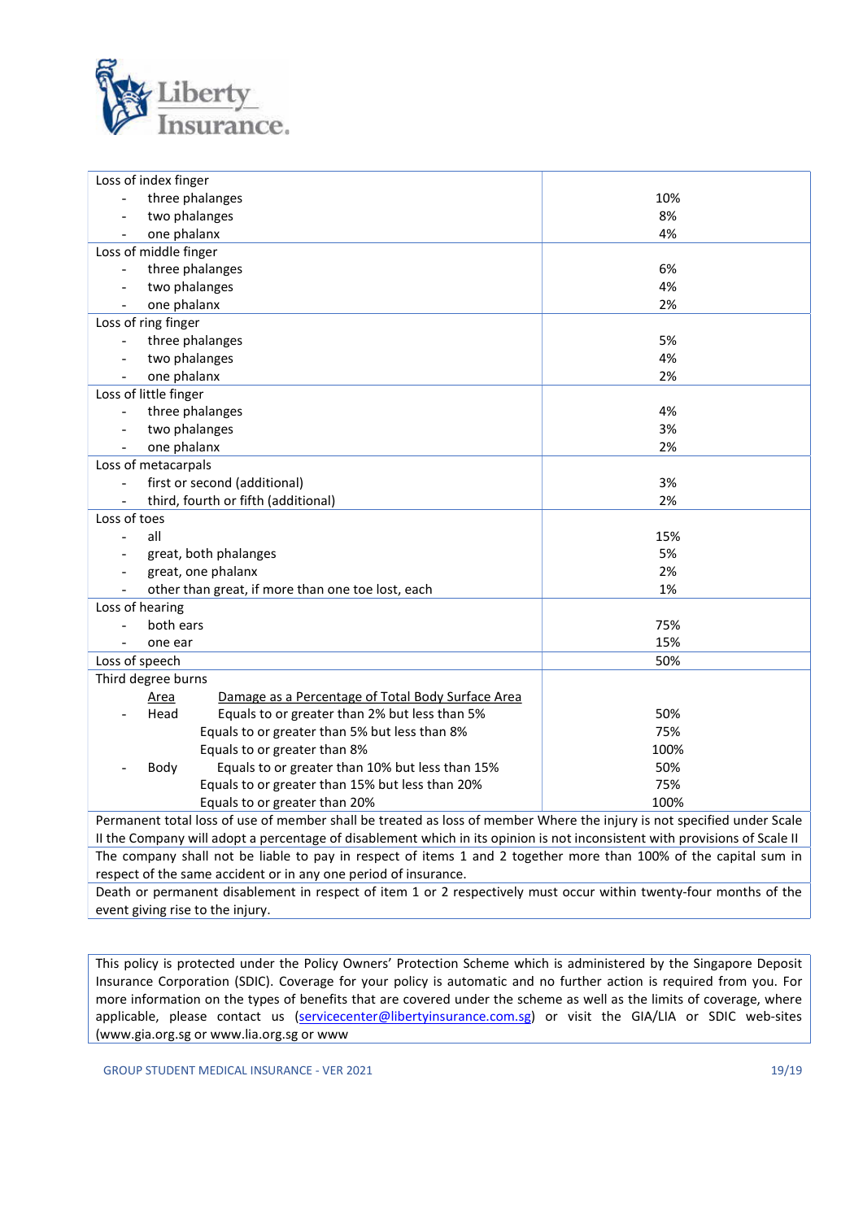| | |
|---|---|
| Loss of index finger | |
| - three phalanges | 10% |
| - two phalanges | 8% |
| - one phalanx | 4% |
| Loss of middle finger | |
| - three phalanges | 6% |
| - two phalanges | 4% |
| - one phalanx | 2% |
| Loss of ring finger | |
| - three phalanges | 5% |
| - two phalanges | 4% |
| - one phalanx | 2% |
| Loss of little finger | |
| - three phalanges | 4% |
| - two phalanges | 3% |
| - one phalanx | 2% |
| Loss of metacarpals | |
| - first or second (additional) | 3% |
| - third, fourth or fifth (additional) | 2% |
| Loss of toes | |
| - all | 15% |
| - great, both phalanges | 5% |
| - great, one phalanx | 2% |
| - other than great, if more than one toe lost, each | 1% |
| Loss of hearing | |
| - both ears | 75% |
| - one ear | 15% |
| Loss of speech | 50% |
| Third degree burns | |
| Area — Damage as a Percentage of Total Body Surface Area | |
| - Head: Equals to or greater than 2% but less than 5% | 50% |
| Equals to or greater than 5% but less than 8% | 75% |
| Equals to or greater than 8% | 100% |
| - Body: Equals to or greater than 10% but less than 15% | 50% |
| Equals to or greater than 15% but less than 20% | 75% |
| Equals to or greater than 20% | 100% |

Permanent total loss of use of member shall be treated as loss of member Where the injury is not specified under Scale II the Company will adopt a percentage of disablement which in its opinion is not inconsistent with provisions of Scale II

The company shall not be liable to pay in respect of items 1 and 2 together more than 100% of the capital sum in respect of the same accident or in any one period of insurance.

Death or permanent disablement in respect of item 1 or 2 respectively must occur within twenty-four months of the event giving rise to the injury.

This policy is protected under the Policy Owners' Protection Scheme which is administered by the Singapore Deposit Insurance Corporation (SDIC). Coverage for your policy is automatic and no further action is required from you. For more information on the types of benefits that are covered under the scheme as well as the limits of coverage, where applicable, please contact us (servicecenter@libertyinsurance.com.sg) or visit the GIA/LIA or SDIC web-sites (www.gia.org.sg or www.lia.org.sg or www